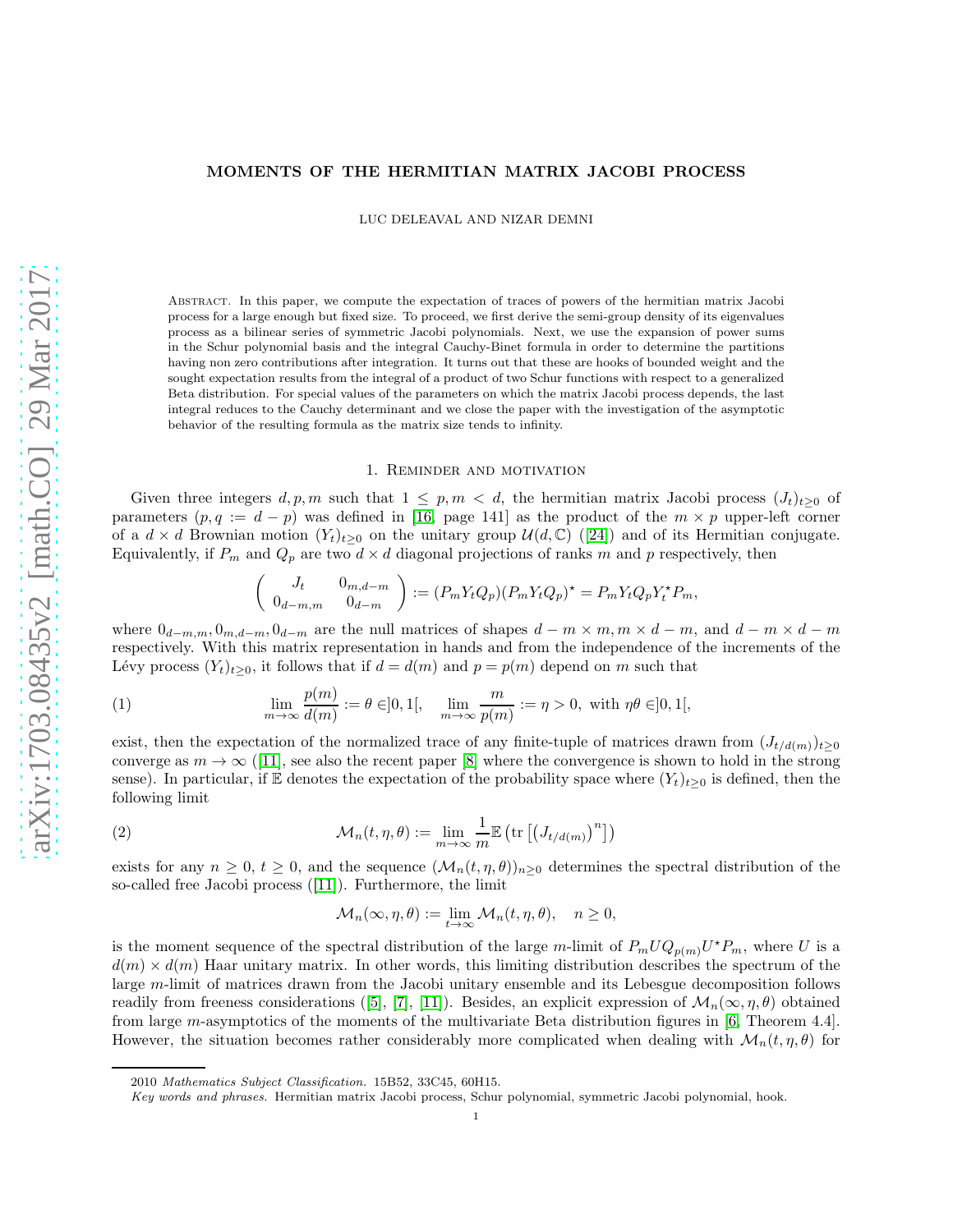# MOMENTS OF THE HERMITIAN MATRIX JACOBI PROCESS

LUC DELEAVAL AND NIZAR DEMNI

Abstract. In this paper, we compute the expectation of traces of powers of the hermitian matrix Jacobi process for a large enough but fixed size. To proceed, we first derive the semi-group density of its eigenvalues process as a bilinear series of symmetric Jacobi polynomials. Next, we use the expansion of power sums in the Schur polynomial basis and the integral Cauchy-Binet formula in order to determine the partitions having non zero contributions after integration. It turns out that these are hooks of bounded weight and the sought expectation results from the integral of a product of two Schur functions with respect to a generalized Beta distribution. For special values of the parameters on which the matrix Jacobi process depends, the last integral reduces to the Cauchy determinant and we close the paper with the investigation of the asymptotic behavior of the resulting formula as the matrix size tends to infinity.

## 1. Reminder and motivation

Given three integers $d, p, m$ such that $1 \leq p, m < d$, the hermitian matrix Jacobi process $(J_t)_{t\geq 0}$ of parameters $(p, q := d-p)$ was defined in [16, page 141] as the product of the $m \times p$ upper-left corner of a $d \times d$ Brownian motion $(Y_t)_{t\geq 0}$ on the unitary group $\mathcal{U}(d, \mathbb{C})$ ([24]) and of its Hermitian conjugate. Equivalently, if $P_m$ and $Q_p$ are two $d \times d$ diagonal projections of ranks $m$ and $p$ respectively, then

$$\begin{pmatrix} J_t & 0_{m,d-m} \\ 0_{d-m,m} & 0_{d-m} \end{pmatrix} := (P_m Y_t Q_p)(P_m Y_t Q_p)^{\star} = P_m Y_t Q_p Y_t^{\star} P_m,$$

where $0_{d-m,m}, 0_{m,d-m}, 0_{d-m}$ are the null matrices of shapes $d-m \times m, m \times d-m$, and $d-m \times d-m$ respectively. With this matrix representation in hands and from the independence of the increments of the Lévy process $(Y_t)_{t\geq 0}$, it follows that if $d = d(m)$ and $p = p(m)$ depend on $m$ such that

$$\lim_{m\to\infty} \frac{p(m)}{d(m)} := \theta \in ]0,1[, \quad \lim_{m\to\infty} \frac{m}{p(m)} := \eta > 0, \text{ with } \eta\theta \in ]0,1[, \tag{1}$$

exist, then the expectation of the normalized trace of any finite-tuple of matrices drawn from $(J_{t/d(m)})_{t\geq 0}$ converge as $m \to \infty$ ([11], see also the recent paper [8] where the convergence is shown to hold in the strong sense). In particular, if $\mathbb{E}$ denotes the expectation of the probability space where $(Y_t)_{t\geq 0}$ is defined, then the following limit

$$\mathcal{M}_n(t, \eta, \theta) := \lim_{m\to\infty} \frac{1}{m} \mathbb{E}\left(\text{tr}\left[\left(J_{t/d(m)}\right)^n\right]\right) \tag{2}$$

exists for any $n \geq 0$, $t \geq 0$, and the sequence $(\mathcal{M}_n(t, \eta, \theta))_{n\geq 0}$ determines the spectral distribution of the so-called free Jacobi process ([11]). Furthermore, the limit

$$\mathcal{M}_n(\infty, \eta, \theta) := \lim_{t\to\infty} \mathcal{M}_n(t, \eta, \theta), \quad n \geq 0,$$

is the moment sequence of the spectral distribution of the large $m$-limit of $P_m U Q_{p(m)} U^{\star} P_m$, where $U$ is a $d(m) \times d(m)$ Haar unitary matrix. In other words, this limiting distribution describes the spectrum of the large $m$-limit of matrices drawn from the Jacobi unitary ensemble and its Lebesgue decomposition follows readily from freeness considerations ([5], [7], [11]). Besides, an explicit expression of $\mathcal{M}_n(\infty, \eta, \theta)$ obtained from large $m$-asymptotics of the moments of the multivariate Beta distribution figures in [6, Theorem 4.4]. However, the situation becomes rather considerably more complicated when dealing with $\mathcal{M}_n(t, \eta, \theta)$ for

2010 *Mathematics Subject Classification.* 15B52, 33C45, 60H15.

*Key words and phrases.* Hermitian matrix Jacobi process, Schur polynomial, symmetric Jacobi polynomial, hook.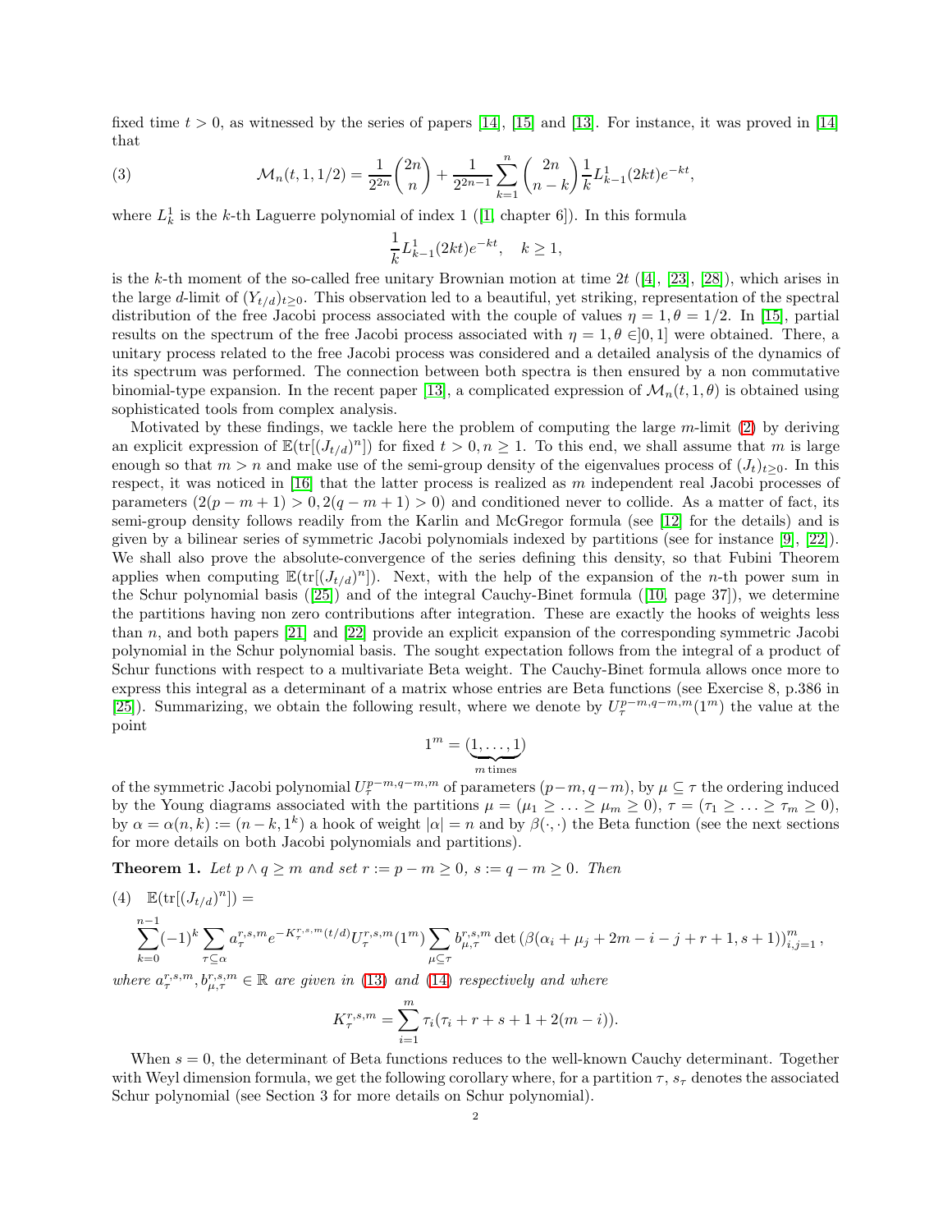fixed time $t > 0$, as witnessed by the series of papers [14], [15] and [13]. For instance, it was proved in [14] that

$$\mathcal{M}_n(t, 1, 1/2) = \frac{1}{2^{2n}}\binom{2n}{n} + \frac{1}{2^{2n-1}}\sum_{k=1}^{n}\binom{2n}{n-k}\frac{1}{k}L_{k-1}^1(2kt)e^{-kt}, \tag{3}$$

where $L_k^1$ is the $k$-th Laguerre polynomial of index 1 ([1] chapter 6]). In this formula

$$\frac{1}{k}L_{k-1}^1(2kt)e^{-kt}, \quad k \geq 1,$$

is the $k$-th moment of the so-called free unitary Brownian motion at time $2t$ ([4], [23], [28]), which arises in the large $d$-limit of $(Y_{t/d})_{t\geq 0}$. This observation led to a beautiful, yet striking, representation of the spectral distribution of the free Jacobi process associated with the couple of values $\eta = 1, \theta = 1/2$. In [15], partial results on the spectrum of the free Jacobi process associated with $\eta = 1, \theta \in ]0, 1]$ were obtained. There, a unitary process related to the free Jacobi process was considered and a detailed analysis of the dynamics of its spectrum was performed. The connection between both spectra is then ensured by a non commutative binomial-type expansion. In the recent paper [13], a complicated expression of $\mathcal{M}_n(t, 1, \theta)$ is obtained using sophisticated tools from complex analysis.

Motivated by these findings, we tackle here the problem of computing the large $m$-limit (2) by deriving an explicit expression of $\mathbb{E}(\mathrm{tr}[(J_{t/d})^n])$ for fixed $t > 0, n \geq 1$. To this end, we shall assume that $m$ is large enough so that $m > n$ and make use of the semi-group density of the eigenvalues process of $(J_t)_{t\geq 0}$. In this respect, it was noticed in [16] that the latter process is realized as $m$ independent real Jacobi processes of parameters $(2(p - m + 1) > 0, 2(q - m + 1) > 0)$ and conditioned never to collide. As a matter of fact, its semi-group density follows readily from the Karlin and McGregor formula (see [12] for the details) and is given by a bilinear series of symmetric Jacobi polynomials indexed by partitions (see for instance [9], [22]). We shall also prove the absolute-convergence of the series defining this density, so that Fubini Theorem applies when computing $\mathbb{E}(\mathrm{tr}[(J_{t/d})^n])$. Next, with the help of the expansion of the $n$-th power sum in the Schur polynomial basis ([25]) and of the integral Cauchy-Binet formula ([10, page 37]), we determine the partitions having non zero contributions after integration. These are exactly the hooks of weights less than $n$, and both papers [21] and [22] provide an explicit expansion of the corresponding symmetric Jacobi polynomial in the Schur polynomial basis. The sought expectation follows from the integral of a product of Schur functions with respect to a multivariate Beta weight. The Cauchy-Binet formula allows once more to express this integral as a determinant of a matrix whose entries are Beta functions (see Exercise 8, p.386 in [25]). Summarizing, we obtain the following result, where we denote by $U_\tau^{p-m,q-m,m}(1^m)$ the value at the point

$$1^m = (\underbrace{1, \ldots, 1}_{m\,\text{times}})$$

of the symmetric Jacobi polynomial $U_\tau^{p-m,q-m,m}$ of parameters $(p-m, q-m)$, by $\mu \subseteq \tau$ the ordering induced by the Young diagrams associated with the partitions $\mu = (\mu_1 \geq \ldots \geq \mu_m \geq 0)$, $\tau = (\tau_1 \geq \ldots \geq \tau_m \geq 0)$, by $\alpha = \alpha(n, k) := (n - k, 1^k)$ a hook of weight $|\alpha| = n$ and by $\beta(\cdot, \cdot)$ the Beta function (see the next sections for more details on both Jacobi polynomials and partitions).

**Theorem 1.** *Let $p \wedge q \geq m$ and set $r := p - m \geq 0$, $s := q - m \geq 0$. Then*

$$\mathbb{E}(\mathrm{tr}[(J_{t/d})^n]) = \tag{4}$$

$$\sum_{k=0}^{n-1}(-1)^k \sum_{\tau\subseteq\alpha} a_\tau^{r,s,m} e^{-K_\tau^{r,s,m}(t/d)} U_\tau^{r,s,m}(1^m) \sum_{\mu\subseteq\tau} b_{\mu,\tau}^{r,s,m} \det\left(\beta(\alpha_i + \mu_j + 2m - i - j + r + 1, s + 1)\right)_{i,j=1}^m,$$

*where $a_\tau^{r,s,m}, b_{\mu,\tau}^{r,s,m} \in \mathbb{R}$ are given in (13) and (14) respectively and where*

$$K_\tau^{r,s,m} = \sum_{i=1}^{m} \tau_i(\tau_i + r + s + 1 + 2(m - i)).$$

When $s = 0$, the determinant of Beta functions reduces to the well-known Cauchy determinant. Together with Weyl dimension formula, we get the following corollary where, for a partition $\tau$, $s_\tau$ denotes the associated Schur polynomial (see Section 3 for more details on Schur polynomial).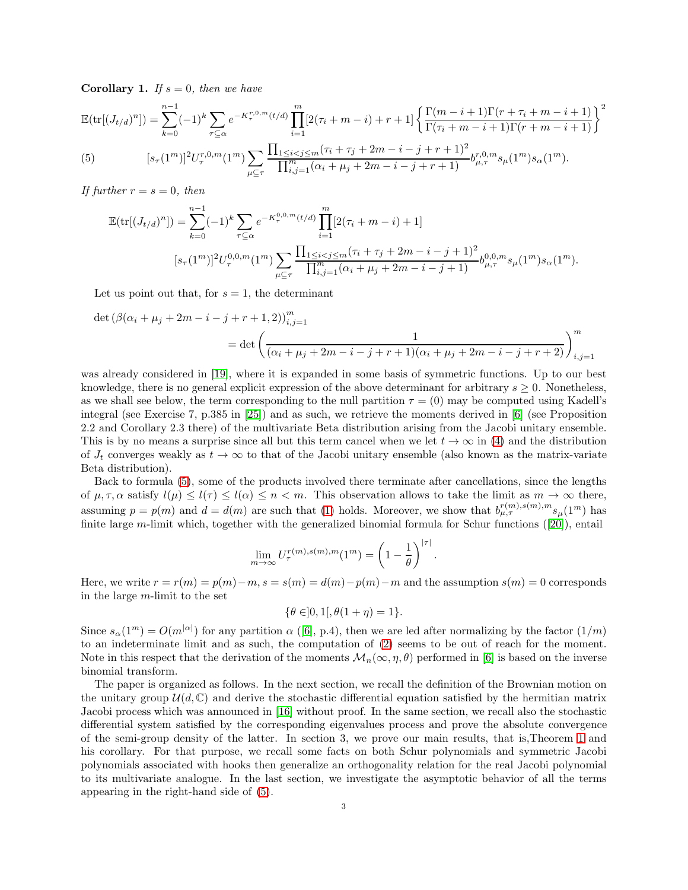**Corollary 1.** *If $s = 0$, then we have*

$$
\begin{aligned}
\mathbb{E}(\mathrm{tr}[(J_{t/d})^n]) = \sum_{k=0}^{n-1}(-1)^k \sum_{\tau \subseteq \alpha} e^{-K_\tau^{r,0,m}(t/d)} \prod_{i=1}^{m}[2(\tau_i + m - i) + r + 1] \left\{\frac{\Gamma(m-i+1)\Gamma(r+\tau_i+m-i+1)}{\Gamma(\tau_i+m-i+1)\Gamma(r+m-i+1)}\right\}^2 \\
[s_\tau(1^m)]^2 U_\tau^{r,0,m}(1^m) \sum_{\mu \subseteq \tau} \frac{\prod_{1\le i<j\le m}(\tau_i+\tau_j+2m-i-j+r+1)^2}{\prod_{i,j=1}^{m}(\alpha_i+\mu_j+2m-i-j+r+1)} b_{\mu,\tau}^{r,0,m} s_\mu(1^m) s_\alpha(1^m).
\end{aligned}
\tag{5}
$$

*If further $r = s = 0$, then*

$$
\begin{aligned}
\mathbb{E}(\mathrm{tr}[(J_{t/d})^n]) = \sum_{k=0}^{n-1}(-1)^k \sum_{\tau \subseteq \alpha} e^{-K_\tau^{0,0,m}(t/d)} \prod_{i=1}^{m}[2(\tau_i + m - i) + 1] \\
[s_\tau(1^m)]^2 U_\tau^{0,0,m}(1^m) \sum_{\mu \subseteq \tau} \frac{\prod_{1\le i<j\le m}(\tau_i+\tau_j+2m-i-j+1)^2}{\prod_{i,j=1}^{m}(\alpha_i+\mu_j+2m-i-j+1)} b_{\mu,\tau}^{0,0,m} s_\mu(1^m) s_\alpha(1^m).
\end{aligned}
$$

Let us point out that, for $s = 1$, the determinant

$$
\begin{aligned}
\det\left(\beta(\alpha_i+\mu_j+2m-i-j+r+1,2)\right)_{i,j=1}^m \\
= \det\left(\frac{1}{(\alpha_i+\mu_j+2m-i-j+r+1)(\alpha_i+\mu_j+2m-i-j+r+2)}\right)_{i,j=1}^m
\end{aligned}
$$

was already considered in [19], where it is expanded in some basis of symmetric functions. Up to our best knowledge, there is no general explicit expression of the above determinant for arbitrary $s \geq 0$. Nonetheless, as we shall see below, the term corresponding to the null partition $\tau = (0)$ may be computed using Kadell's integral (see Exercise 7, p.385 in [25]) and as such, we retrieve the moments derived in [6] (see Proposition 2.2 and Corollary 2.3 there) of the multivariate Beta distribution arising from the Jacobi unitary ensemble. This is by no means a surprise since all but this term cancel when we let $t \to \infty$ in (4) and the distribution of $J_t$ converges weakly as $t \to \infty$ to that of the Jacobi unitary ensemble (also known as the matrix-variate Beta distribution).

Back to formula (5), some of the products involved there terminate after cancellations, since the lengths of $\mu, \tau, \alpha$ satisfy $l(\mu) \leq l(\tau) \leq l(\alpha) \leq n < m$. This observation allows to take the limit as $m \to \infty$ there, assuming $p = p(m)$ and $d = d(m)$ are such that (1) holds. Moreover, we show that $b_{\mu,\tau}^{r(m),s(m),m} s_\mu(1^m)$ has finite large $m$-limit which, together with the generalized binomial formula for Schur functions ([20]), entail

$$
\lim_{m\to\infty} U_\tau^{r(m),s(m),m}(1^m) = \left(1 - \frac{1}{\theta}\right)^{|\tau|}.
$$

Here, we write $r = r(m) = p(m) - m$, $s = s(m) = d(m) - p(m) - m$ and the assumption $s(m) = 0$ corresponds in the large $m$-limit to the set

$$
\{\theta \in ]0,1[, \theta(1+\eta) = 1\}.
$$

Since $s_\alpha(1^m) = O(m^{|\alpha|})$ for any partition $\alpha$ ([6], p.4), then we are led after normalizing by the factor $(1/m)$ to an indeterminate limit and as such, the computation of (2) seems to be out of reach for the moment. Note in this respect that the derivation of the moments $\mathcal{M}_n(\infty, \eta, \theta)$ performed in [6] is based on the inverse binomial transform.

The paper is organized as follows. In the next section, we recall the definition of the Brownian motion on the unitary group $\mathcal{U}(d, \mathbb{C})$ and derive the stochastic differential equation satisfied by the hermitian matrix Jacobi process which was announced in [16] without proof. In the same section, we recall also the stochastic differential system satisfied by the corresponding eigenvalues process and prove the absolute convergence of the semi-group density of the latter. In section 3, we prove our main results, that is,Theorem 1 and his corollary. For that purpose, we recall some facts on both Schur polynomials and symmetric Jacobi polynomials associated with hooks then generalize an orthogonality relation for the real Jacobi polynomial to its multivariate analogue. In the last section, we investigate the asymptotic behavior of all the terms appearing in the right-hand side of (5).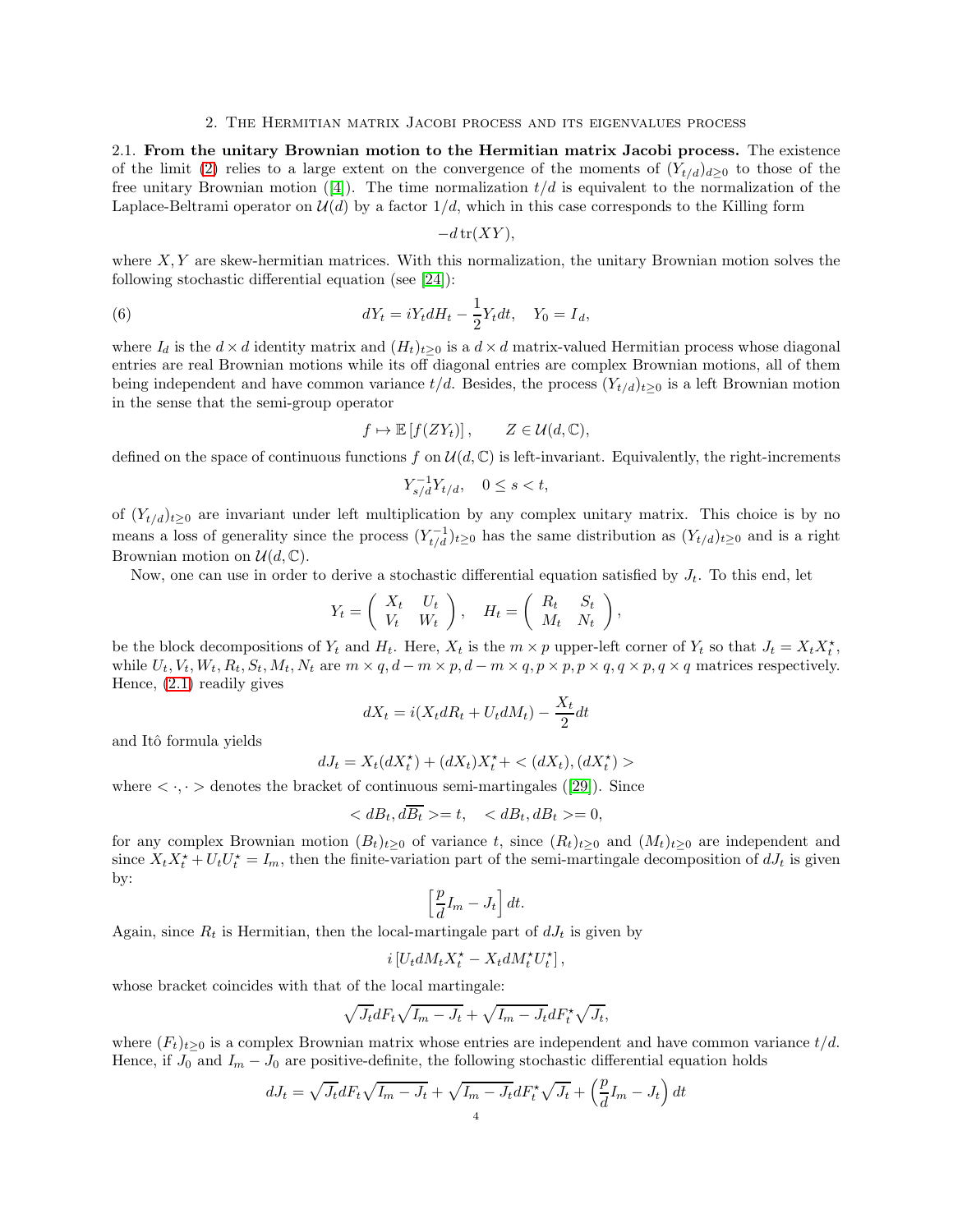## 2. The Hermitian matrix Jacobi process and its eigenvalues process

**2.1. From the unitary Brownian motion to the Hermitian matrix Jacobi process.** The existence of the limit (2) relies to a large extent on the convergence of the moments of $(Y_{t/d})_{d\geq 0}$ to those of the free unitary Brownian motion ([4]). The time normalization $t/d$ is equivalent to the normalization of the Laplace-Beltrami operator on $\mathcal{U}(d)$ by a factor $1/d$, which in this case corresponds to the Killing form

$$-d\,\mathrm{tr}(XY),$$

where $X, Y$ are skew-hermitian matrices. With this normalization, the unitary Brownian motion solves the following stochastic differential equation (see [24]):

$$dY_t = iY_t dH_t - \frac{1}{2}Y_t dt, \quad Y_0 = I_d, \tag{6}$$

where $I_d$ is the $d \times d$ identity matrix and $(H_t)_{t\geq 0}$ is a $d \times d$ matrix-valued Hermitian process whose diagonal entries are real Brownian motions while its off diagonal entries are complex Brownian motions, all of them being independent and have common variance $t/d$. Besides, the process $(Y_{t/d})_{t\geq 0}$ is a left Brownian motion in the sense that the semi-group operator

$$f \mapsto \mathbb{E}\left[f(ZY_t)\right], \qquad Z \in \mathcal{U}(d, \mathbb{C}),$$

defined on the space of continuous functions $f$ on $\mathcal{U}(d, \mathbb{C})$ is left-invariant. Equivalently, the right-increments

$$Y_{s/d}^{-1}Y_{t/d}, \quad 0 \leq s < t,$$

of $(Y_{t/d})_{t\geq 0}$ are invariant under left multiplication by any complex unitary matrix. This choice is by no means a loss of generality since the process $(Y_{t/d}^{-1})_{t\geq 0}$ has the same distribution as $(Y_{t/d})_{t\geq 0}$ and is a right Brownian motion on $\mathcal{U}(d, \mathbb{C})$.

Now, one can use in order to derive a stochastic differential equation satisfied by $J_t$. To this end, let

$$Y_t = \begin{pmatrix} X_t & U_t \\ V_t & W_t \end{pmatrix}, \quad H_t = \begin{pmatrix} R_t & S_t \\ M_t & N_t \end{pmatrix},$$

be the block decompositions of $Y_t$ and $H_t$. Here, $X_t$ is the $m \times p$ upper-left corner of $Y_t$ so that $J_t = X_t X_t^\star$, while $U_t, V_t, W_t, R_t, S_t, M_t, N_t$ are $m \times q, d - m \times p, d - m \times q, p \times p, p \times q, q \times p, q \times q$ matrices respectively. Hence, (2.1) readily gives

$$dX_t = i(X_t dR_t + U_t dM_t) - \frac{X_t}{2}dt$$

and Itô formula yields

$$dJ_t = X_t(dX_t^\star) + (dX_t)X_t^\star + <(dX_t), (dX_t^\star)>$$

where $<\cdot,\cdot>$ denotes the bracket of continuous semi-martingales ([29]). Since

$$<dB_t, d\overline{B_t}>= t, \quad <dB_t, dB_t>= 0,$$

for any complex Brownian motion $(B_t)_{t\geq 0}$ of variance $t$, since $(R_t)_{t\geq 0}$ and $(M_t)_{t\geq 0}$ are independent and since $X_t X_t^\star + U_t U_t^\star = I_m$, then the finite-variation part of the semi-martingale decomposition of $dJ_t$ is given by:

$$\left[\frac{p}{d}I_m - J_t\right]dt.$$

Again, since $R_t$ is Hermitian, then the local-martingale part of $dJ_t$ is given by

$$i\left[U_t dM_t X_t^\star - X_t dM_t^\star U_t^\star\right],$$

whose bracket coincides with that of the local martingale:

$$\sqrt{J_t}dF_t\sqrt{I_m - J_t} + \sqrt{I_m - J_t}dF_t^\star\sqrt{J_t},$$

where $(F_t)_{t\geq 0}$ is a complex Brownian matrix whose entries are independent and have common variance $t/d$. Hence, if $J_0$ and $I_m - J_0$ are positive-definite, the following stochastic differential equation holds

$$dJ_t = \sqrt{J_t}dF_t\sqrt{I_m - J_t} + \sqrt{I_m - J_t}dF_t^\star\sqrt{J_t} + \left(\frac{p}{d}I_m - J_t\right)dt$$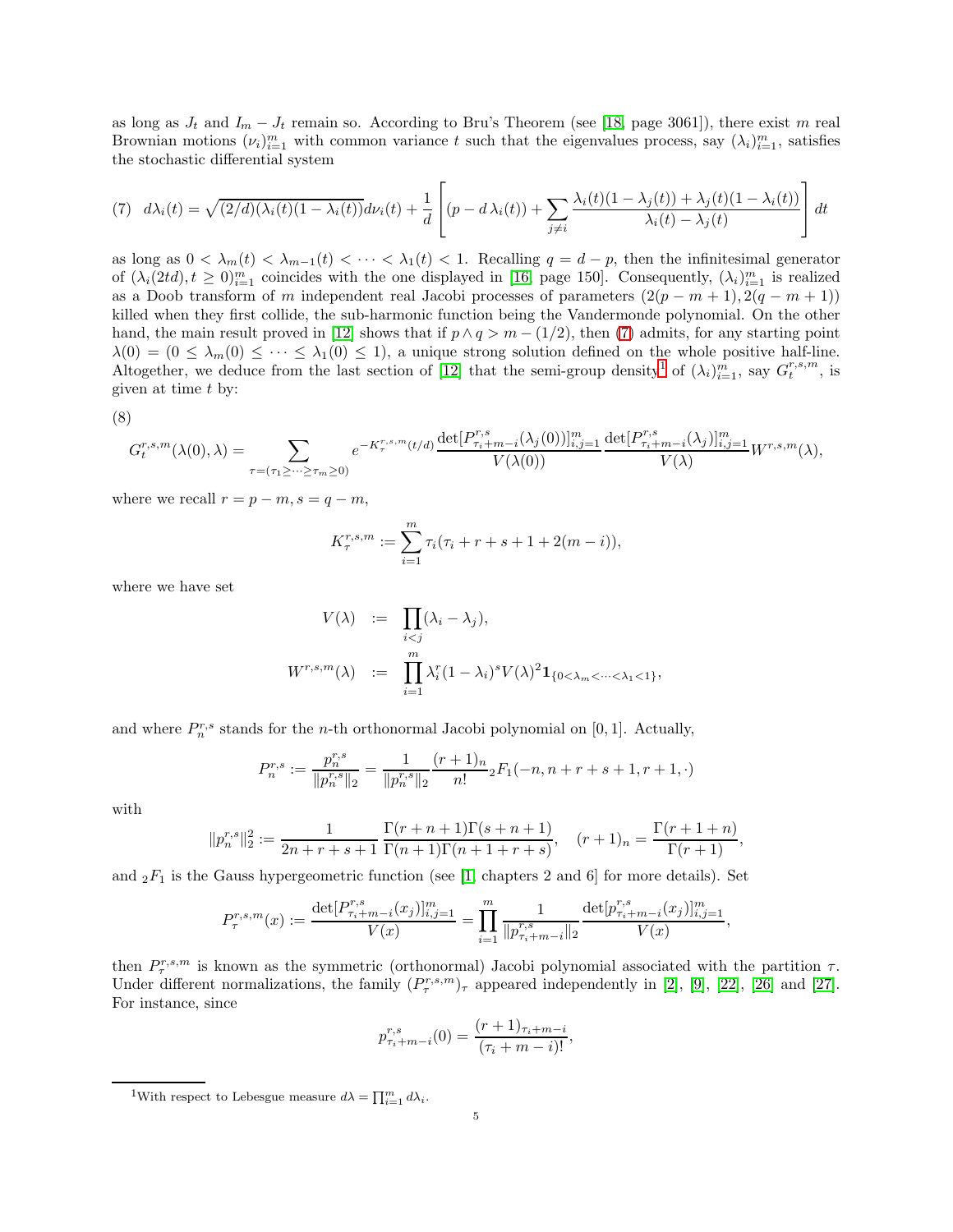as long as $J_t$ and $I_m - J_t$ remain so. According to Bru's Theorem (see [18, page 3061]), there exist $m$ real Brownian motions $(\nu_i)_{i=1}^m$ with common variance $t$ such that the eigenvalues process, say $(\lambda_i)_{i=1}^m$, satisfies the stochastic differential system

$$
(7)\quad d\lambda_i(t) = \sqrt{(2/d)(\lambda_i(t)(1-\lambda_i(t))}d\nu_i(t) + \frac{1}{d}\left[(p - d\,\lambda_i(t)) + \sum_{j\neq i}\frac{\lambda_i(t)(1-\lambda_j(t)) + \lambda_j(t)(1-\lambda_i(t))}{\lambda_i(t)-\lambda_j(t)}\right]dt
$$

as long as $0 < \lambda_m(t) < \lambda_{m-1}(t) < \cdots < \lambda_1(t) < 1$. Recalling $q = d - p$, then the infinitesimal generator of $(\lambda_i(2td), t \geq 0)_{i=1}^m$ coincides with the one displayed in [16, page 150]. Consequently, $(\lambda_i)_{i=1}^m$ is realized as a Doob transform of $m$ independent real Jacobi processes of parameters $(2(p-m+1), 2(q-m+1))$ killed when they first collide, the sub-harmonic function being the Vandermonde polynomial. On the other hand, the main result proved in [12] shows that if $p \wedge q > m - (1/2)$, then (7) admits, for any starting point $\lambda(0) = (0 \leq \lambda_m(0) \leq \cdots \leq \lambda_1(0) \leq 1)$, a unique strong solution defined on the whole positive half-line. Altogether, we deduce from the last section of [12] that the semi-group density[1] of $(\lambda_i)_{i=1}^m$, say $G_t^{r,s,m}$, is given at time $t$ by:

(8)

$$
G_t^{r,s,m}(\lambda(0),\lambda) = \sum_{\tau=(\tau_1\geq\cdots\geq\tau_m\geq 0)} e^{-K_\tau^{r,s,m}(t/d)}\frac{\det[P^{r,s}_{\tau_i+m-i}(\lambda_j(0))]_{i,j=1}^m}{V(\lambda(0))}\frac{\det[P^{r,s}_{\tau_i+m-i}(\lambda_j)]_{i,j=1}^m}{V(\lambda)}W^{r,s,m}(\lambda),
$$

where we recall $r = p - m, s = q - m$,

$$
K_\tau^{r,s,m} := \sum_{i=1}^m \tau_i(\tau_i + r + s + 1 + 2(m-i)),
$$

where we have set

$$
\begin{aligned}
V(\lambda) &:= \prod_{i<j}(\lambda_i - \lambda_j),\\
W^{r,s,m}(\lambda) &:= \prod_{i=1}^m \lambda_i^r(1-\lambda_i)^s V(\lambda)^2 \mathbf{1}_{\{0<\lambda_m<\cdots<\lambda_1<1\}},
\end{aligned}
$$

and where $P_n^{r,s}$ stands for the $n$-th orthonormal Jacobi polynomial on $[0,1]$. Actually,

$$
P_n^{r,s} := \frac{p_n^{r,s}}{\|p_n^{r,s}\|_2} = \frac{1}{\|p_n^{r,s}\|_2}\frac{(r+1)_n}{n!}{}_2F_1(-n, n+r+s+1, r+1, \cdot)
$$

with

$$
\|p_n^{r,s}\|_2^2 := \frac{1}{2n+r+s+1}\frac{\Gamma(r+n+1)\Gamma(s+n+1)}{\Gamma(n+1)\Gamma(n+1+r+s)}, \quad (r+1)_n = \frac{\Gamma(r+1+n)}{\Gamma(r+1)},
$$

and ${}_2F_1$ is the Gauss hypergeometric function (see [1, chapters 2 and 6] for more details). Set

$$
P_\tau^{r,s,m}(x) := \frac{\det[P^{r,s}_{\tau_i+m-i}(x_j)]_{i,j=1}^m}{V(x)} = \prod_{i=1}^m \frac{1}{\|p^{r,s}_{\tau_i+m-i}\|_2}\frac{\det[p^{r,s}_{\tau_i+m-i}(x_j)]_{i,j=1}^m}{V(x)},
$$

then $P_\tau^{r,s,m}$ is known as the symmetric (orthonormal) Jacobi polynomial associated with the partition $\tau$. Under different normalizations, the family $(P_\tau^{r,s,m})_\tau$ appeared independently in [2], [9], [22], [26] and [27]. For instance, since

$$
p^{r,s}_{\tau_i+m-i}(0) = \frac{(r+1)_{\tau_i+m-i}}{(\tau_i+m-i)!},
$$

[1] With respect to Lebesgue measure $d\lambda = \prod_{i=1}^m d\lambda_i$.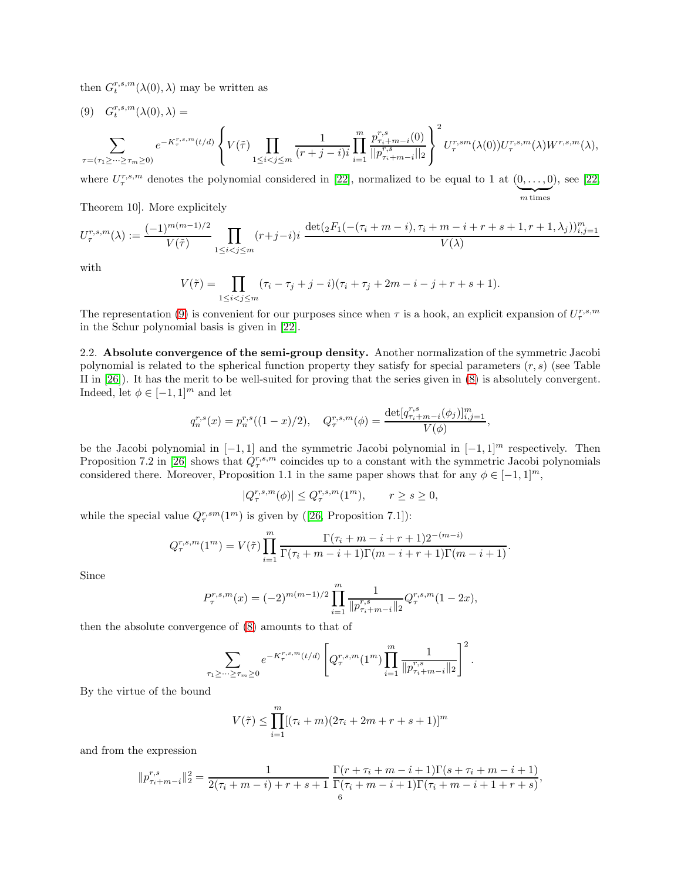then $G_t^{r,s,m}(\lambda(0),\lambda)$ may be written as

(9) $G_t^{r,s,m}(\lambda(0),\lambda) =$

$$\sum_{\tau=(\tau_1\geq\cdots\geq\tau_m\geq 0)} e^{-K_\tau^{r,s,m}(t/d)} \left\{ V(\tilde{\tau}) \prod_{1\leq i<j\leq m} \frac{1}{(r+j-i)i} \prod_{i=1}^m \frac{p^{r,s}_{\tau_i+m-i}(0)}{||p^{r,s}_{\tau_i+m-i}||_2} \right\}^2 U_\tau^{r,sm}(\lambda(0)) U_\tau^{r,s,m}(\lambda) W^{r,s,m}(\lambda),$$

where $U_\tau^{r,s,m}$ denotes the polynomial considered in [22], normalized to be equal to 1 at $(\underbrace{0,\ldots,0}_{m\,\text{times}})$, see [22, Theorem 10]. More explicitely

$$U_\tau^{r,s,m}(\lambda) := \frac{(-1)^{m(m-1)/2}}{V(\tilde{\tau})} \prod_{1\leq i<j\leq m} (r+j-i)i \, \frac{\det({}_2F_1(-(\tau_i+m-i), \tau_i+m-i+r+s+1, r+1, \lambda_j))_{i,j=1}^m}{V(\lambda)}$$

with

$$V(\tilde{\tau}) = \prod_{1\leq i<j\leq m} (\tau_i - \tau_j + j - i)(\tau_i + \tau_j + 2m - i - j + r + s + 1).$$

The representation (9) is convenient for our purposes since when $\tau$ is a hook, an explicit expansion of $U_\tau^{r,s,m}$ in the Schur polynomial basis is given in [22].

2.2. **Absolute convergence of the semi-group density.** Another normalization of the symmetric Jacobi polynomial is related to the spherical function property they satisfy for special parameters $(r,s)$ (see Table II in [26]). It has the merit to be well-suited for proving that the series given in (8) is absolutely convergent. Indeed, let $\phi \in [-1,1]^m$ and let

$$q_n^{r,s}(x) = p_n^{r,s}((1-x)/2), \quad Q_\tau^{r,s,m}(\phi) = \frac{\det[q^{r,s}_{\tau_i+m-i}(\phi_j)]_{i,j=1}^m}{V(\phi)},$$

be the Jacobi polynomial in $[-1,1]$ and the symmetric Jacobi polynomial in $[-1,1]^m$ respectively. Then Proposition 7.2 in [26] shows that $Q_\tau^{r,s,m}$ coincides up to a constant with the symmetric Jacobi polynomials considered there. Moreover, Proposition 1.1 in the same paper shows that for any $\phi \in [-1,1]^m$,

$$|Q_\tau^{r,s,m}(\phi)| \leq Q_\tau^{r,s,m}(1^m), \qquad r \geq s \geq 0,$$

while the special value $Q_\tau^{r,sm}(1^m)$ is given by ([26, Proposition 7.1]):

$$Q_\tau^{r,s,m}(1^m) = V(\tilde{\tau}) \prod_{i=1}^m \frac{\Gamma(\tau_i+m-i+r+1)2^{-(m-i)}}{\Gamma(\tau_i+m-i+1)\Gamma(m-i+r+1)\Gamma(m-i+1)}.$$

Since

$$P_\tau^{r,s,m}(x) = (-2)^{m(m-1)/2} \prod_{i=1}^m \frac{1}{\|p^{r,s}_{\tau_i+m-i}\|_2} Q_\tau^{r,s,m}(1-2x),$$

then the absolute convergence of (8) amounts to that of

$$\sum_{\tau_1\geq\cdots\geq\tau_m\geq 0} e^{-K_\tau^{r,s,m}(t/d)} \left[ Q_\tau^{r,s,m}(1^m) \prod_{i=1}^m \frac{1}{\|p^{r,s}_{\tau_i+m-i}\|_2} \right]^2.$$

By the virtue of the bound

$$V(\tilde{\tau}) \leq \prod_{i=1}^m [(\tau_i+m)(2\tau_i+2m+r+s+1)]^m$$

and from the expression

$$\|p^{r,s}_{\tau_i+m-i}\|_2^2 = \frac{1}{2(\tau_i+m-i)+r+s+1} \frac{\Gamma(r+\tau_i+m-i+1)\Gamma(s+\tau_i+m-i+1)}{\Gamma(\tau_i+m-i+1)\Gamma(\tau_i+m-i+1+r+s)},$$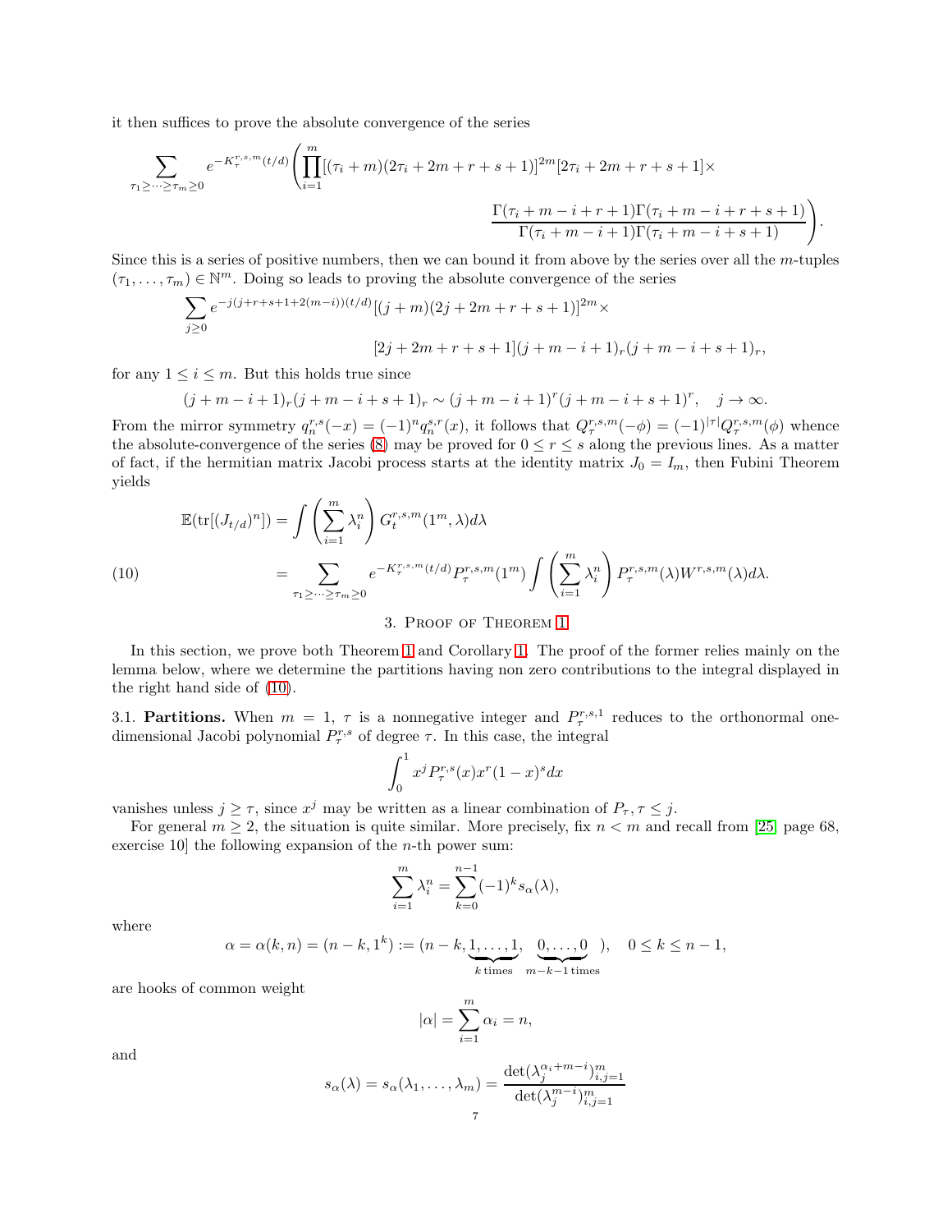it then suffices to prove the absolute convergence of the series

$$\sum_{\tau_1\geq\cdots\geq\tau_m\geq 0} e^{-K_\tau^{r,s,m}(t/d)}\left(\prod_{i=1}^m[(\tau_i+m)(2\tau_i+2m+r+s+1)]^{2m}[2\tau_i+2m+r+s+1]\times \right.$$
$$\left.\frac{\Gamma(\tau_i+m-i+r+1)\Gamma(\tau_i+m-i+r+s+1)}{\Gamma(\tau_i+m-i+1)\Gamma(\tau_i+m-i+s+1)}\right).$$

Since this is a series of positive numbers, then we can bound it from above by the series over all the $m$-tuples $(\tau_1,\ldots,\tau_m)\in\mathbb{N}^m$. Doing so leads to proving the absolute convergence of the series

$$\sum_{j\geq 0} e^{-j(j+r+s+1+2(m-i))(t/d)}[(j+m)(2j+2m+r+s+1)]^{2m}\times$$
$$[2j+2m+r+s+1](j+m-i+1)_r(j+m-i+s+1)_r,$$

for any $1\leq i\leq m$. But this holds true since

$$(j+m-i+1)_r(j+m-i+s+1)_r\sim(j+m-i+1)^r(j+m-i+s+1)^r,\quad j\to\infty.$$

From the mirror symmetry $q_n^{r,s}(-x)=(-1)^n q_n^{s,r}(x)$, it follows that $Q_\tau^{r,s,m}(-\phi)=(-1)^{|\tau|}Q_\tau^{r,s,m}(\phi)$ whence the absolute-convergence of the series (8) may be proved for $0\leq r\leq s$ along the previous lines. As a matter of fact, if the hermitian matrix Jacobi process starts at the identity matrix $J_0=I_m$, then Fubini Theorem yields

$$\begin{aligned}\mathbb{E}(\mathrm{tr}[(J_{t/d})^n]) &= \int\left(\sum_{i=1}^m\lambda_i^n\right)G_t^{r,s,m}(1^m,\lambda)d\lambda\\
&= \sum_{\tau_1\geq\cdots\geq\tau_m\geq 0}e^{-K_\tau^{r,s,m}(t/d)}P_\tau^{r,s,m}(1^m)\int\left(\sum_{i=1}^m\lambda_i^n\right)P_\tau^{r,s,m}(\lambda)W^{r,s,m}(\lambda)d\lambda.\end{aligned}\tag{10}$$

## 3. Proof of Theorem 1

In this section, we prove both Theorem 1 and Corollary 1. The proof of the former relies mainly on the lemma below, where we determine the partitions having non zero contributions to the integral displayed in the right hand side of (10).

3.1. **Partitions.** When $m=1$, $\tau$ is a nonnegative integer and $P_\tau^{r,s,1}$ reduces to the orthonormal one-dimensional Jacobi polynomial $P_\tau^{r,s}$ of degree $\tau$. In this case, the integral

$$\int_0^1 x^j P_\tau^{r,s}(x)x^r(1-x)^s dx$$

vanishes unless $j\geq\tau$, since $x^j$ may be written as a linear combination of $P_\tau,\tau\leq j$.

For general $m\geq 2$, the situation is quite similar. More precisely, fix $n<m$ and recall from [25, page 68, exercise 10] the following expansion of the $n$-th power sum:

$$\sum_{i=1}^m\lambda_i^n=\sum_{k=0}^{n-1}(-1)^k s_\alpha(\lambda),$$

where

$$\alpha=\alpha(k,n)=(n-k,1^k):=(n-k,\underbrace{1,\ldots,1}_{k\,\text{times}},\underbrace{0,\ldots,0}_{m-k-1\,\text{times}}),\quad 0\leq k\leq n-1,$$

are hooks of common weight

$$|\alpha|=\sum_{i=1}^m\alpha_i=n,$$

and

$$s_\alpha(\lambda)=s_\alpha(\lambda_1,\ldots,\lambda_m)=\frac{\det(\lambda_j^{\alpha_i+m-i})_{i,j=1}^m}{\det(\lambda_j^{m-i})_{i,j=1}^m}$$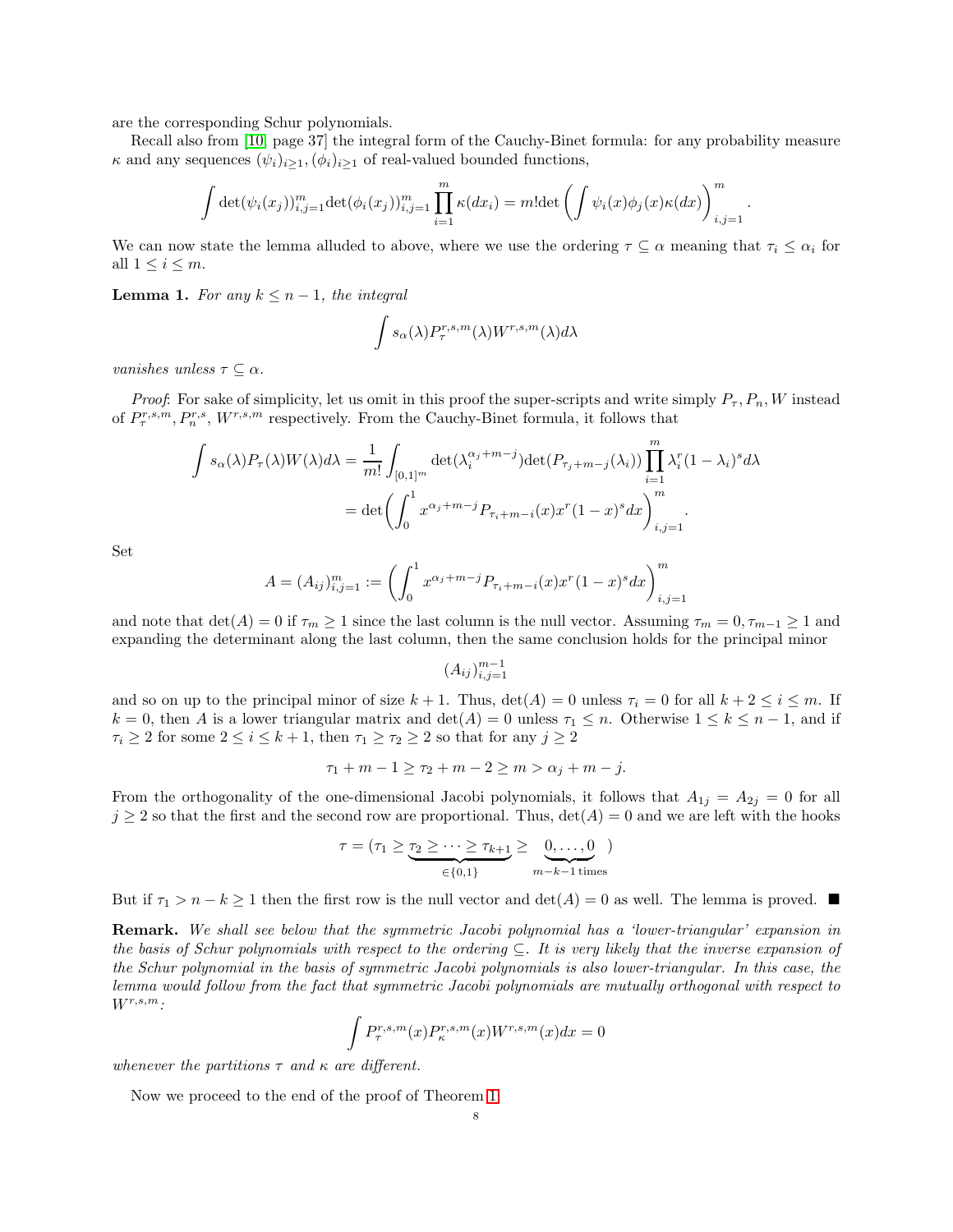are the corresponding Schur polynomials.

Recall also from [10, page 37] the integral form of the Cauchy-Binet formula: for any probability measure $\kappa$ and any sequences $(\psi_i)_{i\geq 1}, (\phi_i)_{i\geq 1}$ of real-valued bounded functions,

$$\int \det(\psi_i(x_j))_{i,j=1}^m \det(\phi_i(x_j))_{i,j=1}^m \prod_{i=1}^m \kappa(dx_i) = m! \det\left(\int \psi_i(x)\phi_j(x)\kappa(dx)\right)_{i,j=1}^m.$$

We can now state the lemma alluded to above, where we use the ordering $\tau \subseteq \alpha$ meaning that $\tau_i \leq \alpha_i$ for all $1 \leq i \leq m$.

**Lemma 1.** *For any $k \leq n-1$, the integral*

$$\int s_\alpha(\lambda) P_\tau^{r,s,m}(\lambda) W^{r,s,m}(\lambda) d\lambda$$

*vanishes unless $\tau \subseteq \alpha$.*

*Proof*: For sake of simplicity, let us omit in this proof the super-scripts and write simply $P_\tau, P_n, W$ instead of $P_\tau^{r,s,m}, P_n^{r,s}, W^{r,s,m}$ respectively. From the Cauchy-Binet formula, it follows that

$$\begin{aligned}
\int s_\alpha(\lambda) P_\tau(\lambda) W(\lambda) d\lambda &= \frac{1}{m!}\int_{[0,1]^m} \det(\lambda_i^{\alpha_j+m-j}) \det(P_{\tau_j+m-j}(\lambda_i)) \prod_{i=1}^m \lambda_i^r (1-\lambda_i)^s d\lambda \\
&= \det\left(\int_0^1 x^{\alpha_j+m-j} P_{\tau_i+m-i}(x) x^r (1-x)^s dx\right)_{i,j=1}^m.
\end{aligned}$$

Set

$$A = (A_{ij})_{i,j=1}^m := \left(\int_0^1 x^{\alpha_j+m-j} P_{\tau_i+m-i}(x) x^r (1-x)^s dx\right)_{i,j=1}^m$$

and note that $\det(A) = 0$ if $\tau_m \geq 1$ since the last column is the null vector. Assuming $\tau_m = 0, \tau_{m-1} \geq 1$ and expanding the determinant along the last column, then the same conclusion holds for the principal minor

$$(A_{ij})_{i,j=1}^{m-1}$$

and so on up to the principal minor of size $k+1$. Thus, $\det(A) = 0$ unless $\tau_i = 0$ for all $k+2 \leq i \leq m$. If $k = 0$, then $A$ is a lower triangular matrix and $\det(A) = 0$ unless $\tau_1 \leq n$. Otherwise $1 \leq k \leq n-1$, and if $\tau_i \geq 2$ for some $2 \leq i \leq k+1$, then $\tau_1 \geq \tau_2 \geq 2$ so that for any $j \geq 2$

$$\tau_1 + m - 1 \geq \tau_2 + m - 2 \geq m > \alpha_j + m - j.$$

From the orthogonality of the one-dimensional Jacobi polynomials, it follows that $A_{1j} = A_{2j} = 0$ for all $j \geq 2$ so that the first and the second row are proportional. Thus, $\det(A) = 0$ and we are left with the hooks

$$\tau = (\tau_1 \geq \underbrace{\tau_2 \geq \cdots \geq \tau_{k+1}}_{\in\{0,1\}} \geq \underbrace{0, \ldots, 0}_{m-k-1 \text{ times}})$$

But if $\tau_1 > n - k \geq 1$ then the first row is the null vector and $\det(A) = 0$ as well. The lemma is proved. ■

**Remark.** *We shall see below that the symmetric Jacobi polynomial has a 'lower-triangular' expansion in the basis of Schur polynomials with respect to the ordering $\subseteq$. It is very likely that the inverse expansion of the Schur polynomial in the basis of symmetric Jacobi polynomials is also lower-triangular. In this case, the lemma would follow from the fact that symmetric Jacobi polynomials are mutually orthogonal with respect to $W^{r,s,m}$:*

$$\int P_\tau^{r,s,m}(x) P_\kappa^{r,s,m}(x) W^{r,s,m}(x) dx = 0$$

*whenever the partitions $\tau$ and $\kappa$ are different.*

Now we proceed to the end of the proof of Theorem 1.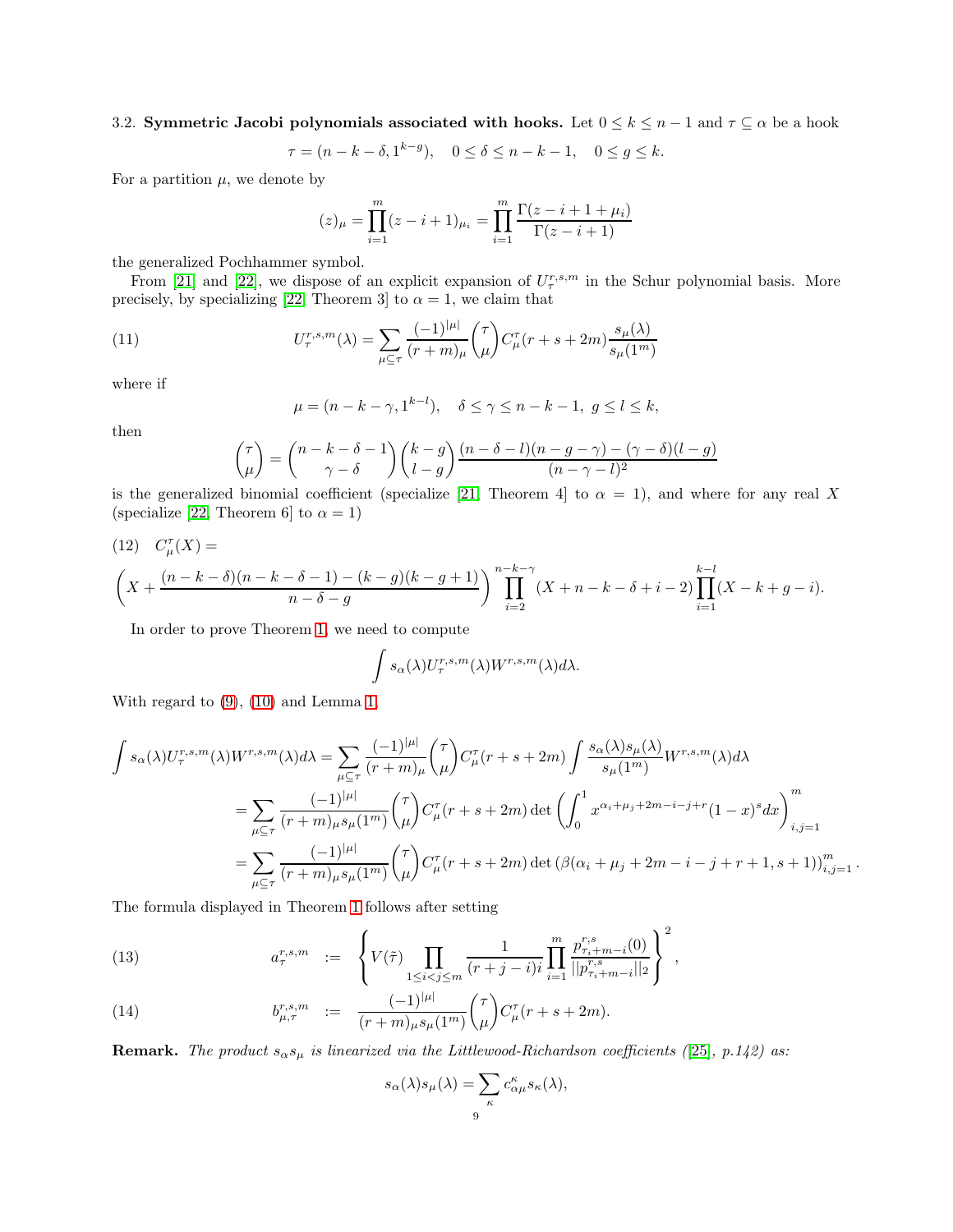**3.2. Symmetric Jacobi polynomials associated with hooks.** Let $0 \leq k \leq n-1$ and $\tau \subseteq \alpha$ be a hook

$$\tau = (n-k-\delta, 1^{k-g}), \quad 0 \leq \delta \leq n-k-1, \quad 0 \leq g \leq k.$$

For a partition $\mu$, we denote by

$$(z)_\mu = \prod_{i=1}^{m} (z-i+1)_{\mu_i} = \prod_{i=1}^{m} \frac{\Gamma(z-i+1+\mu_i)}{\Gamma(z-i+1)}$$

the generalized Pochhammer symbol.

From [21] and [22], we dispose of an explicit expansion of $U_\tau^{r,s,m}$ in the Schur polynomial basis. More precisely, by specializing [22, Theorem 3] to $\alpha = 1$, we claim that

$$U_\tau^{r,s,m}(\lambda) = \sum_{\mu \subseteq \tau} \frac{(-1)^{|\mu|}}{(r+m)_\mu} \binom{\tau}{\mu} C_\mu^\tau(r+s+2m) \frac{s_\mu(\lambda)}{s_\mu(1^m)} \tag{11}$$

where if

$$\mu = (n-k-\gamma, 1^{k-l}), \quad \delta \leq \gamma \leq n-k-1, \; g \leq l \leq k,$$

then

$$\binom{\tau}{\mu} = \binom{n-k-\delta-1}{\gamma-\delta}\binom{k-g}{l-g}\frac{(n-\delta-l)(n-g-\gamma)-(\gamma-\delta)(l-g)}{(n-\gamma-l)^2}$$

is the generalized binomial coefficient (specialize [21, Theorem 4] to $\alpha = 1$), and where for any real $X$ (specialize [22, Theorem 6] to $\alpha = 1$)

(12) $\quad C_\mu^\tau(X) =$

$$\left(X + \frac{(n-k-\delta)(n-k-\delta-1)-(k-g)(k-g+1)}{n-\delta-g}\right) \prod_{i=2}^{n-k-\gamma}(X+n-k-\delta+i-2) \prod_{i=1}^{k-l}(X-k+g-i).$$

In order to prove Theorem 1, we need to compute

$$\int s_\alpha(\lambda) U_\tau^{r,s,m}(\lambda) W^{r,s,m}(\lambda) d\lambda.$$

With regard to (9), (10) and Lemma 1,

$$\begin{aligned}
\int s_\alpha(\lambda) U_\tau^{r,s,m}(\lambda) W^{r,s,m}(\lambda) d\lambda &= \sum_{\mu \subseteq \tau} \frac{(-1)^{|\mu|}}{(r+m)_\mu} \binom{\tau}{\mu} C_\mu^\tau(r+s+2m) \int \frac{s_\alpha(\lambda) s_\mu(\lambda)}{s_\mu(1^m)} W^{r,s,m}(\lambda) d\lambda \\
&= \sum_{\mu \subseteq \tau} \frac{(-1)^{|\mu|}}{(r+m)_\mu s_\mu(1^m)} \binom{\tau}{\mu} C_\mu^\tau(r+s+2m) \det\left(\int_0^1 x^{\alpha_i+\mu_j+2m-i-j+r}(1-x)^s dx\right)_{i,j=1}^m \\
&= \sum_{\mu \subseteq \tau} \frac{(-1)^{|\mu|}}{(r+m)_\mu s_\mu(1^m)} \binom{\tau}{\mu} C_\mu^\tau(r+s+2m) \det\left(\beta(\alpha_i+\mu_j+2m-i-j+r+1, s+1)\right)_{i,j=1}^m.
\end{aligned}$$

The formula displayed in Theorem 1 follows after setting

$$a_\tau^{r,s,m} := \left\{ V(\tilde{\tau}) \prod_{1 \leq i < j \leq m} \frac{1}{(r+j-i)i} \prod_{i=1}^{m} \frac{p_{\tau_i+m-i}^{r,s}(0)}{||p_{\tau_i+m-i}^{r,s}||_2} \right\}^2, \tag{13}$$

$$b_{\mu,\tau}^{r,s,m} := \frac{(-1)^{|\mu|}}{(r+m)_\mu s_\mu(1^m)} \binom{\tau}{\mu} C_\mu^\tau(r+s+2m). \tag{14}$$

**Remark.** *The product $s_\alpha s_\mu$ is linearized via the Littlewood-Richardson coefficients ([25], p.142) as:*

$$s_\alpha(\lambda) s_\mu(\lambda) = \sum_\kappa c_{\alpha\mu}^\kappa s_\kappa(\lambda),$$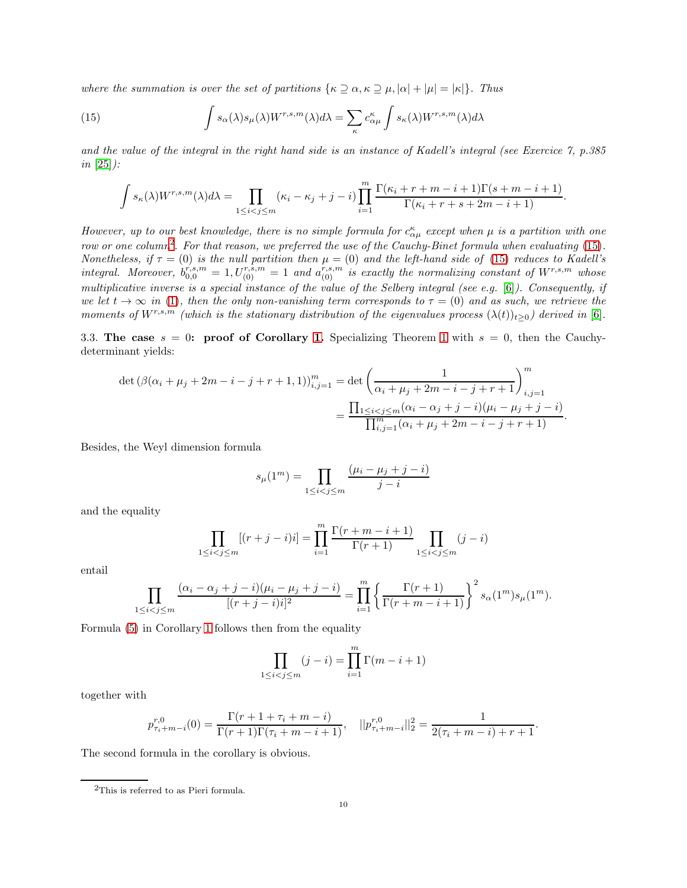*where the summation is over the set of partitions $\{\kappa \supseteq \alpha, \kappa \supseteq \mu, |\alpha| + |\mu| = |\kappa|\}$. Thus*

$$\int s_\alpha(\lambda)s_\mu(\lambda)W^{r,s,m}(\lambda)d\lambda = \sum_\kappa c^\kappa_{\alpha\mu}\int s_\kappa(\lambda)W^{r,s,m}(\lambda)d\lambda \tag{15}$$

*and the value of the integral in the right hand side is an instance of Kadell's integral (see Exercice 7, p.385 in [25]):*

$$\int s_\kappa(\lambda)W^{r,s,m}(\lambda)d\lambda = \prod_{1\leq i<j\leq m}(\kappa_i - \kappa_j + j - i)\prod_{i=1}^m \frac{\Gamma(\kappa_i + r + m - i + 1)\Gamma(s + m - i + 1)}{\Gamma(\kappa_i + r + s + 2m - i + 1)}.$$

*However, up to our best knowledge, there is no simple formula for $c^\kappa_{\alpha\mu}$ except when $\mu$ is a partition with one row or one column*[2]*. For that reason, we preferred the use of the Cauchy-Binet formula when evaluating (15). Nonetheless, if $\tau = (0)$ is the null partition then $\mu = (0)$ and the left-hand side of (15) reduces to Kadell's integral. Moreover, $b^{r,s,m}_{0,0} = 1, U^{r,s,m}_{(0)} = 1$ and $a^{r,s,m}_{(0)}$ is exactly the normalizing constant of $W^{r,s,m}$ whose multiplicative inverse is a special instance of the value of the Selberg integral (see e.g. [6]). Consequently, if we let $t \to \infty$ in (1), then the only non-vanishing term corresponds to $\tau = (0)$ and as such, we retrieve the moments of $W^{r,s,m}$ (which is the stationary distribution of the eigenvalues process $(\lambda(t))_{t\geq 0}$) derived in [6].*

### 3.3. The case $s = 0$: proof of Corollary 1.

Specializing Theorem 1 with $s = 0$, then the Cauchy-determinant yields:

$$\det\left(\beta(\alpha_i + \mu_j + 2m - i - j + r + 1, 1)\right)_{i,j=1}^m = \det\left(\frac{1}{\alpha_i + \mu_j + 2m - i - j + r + 1}\right)_{i,j=1}^m$$
$$= \frac{\prod_{1\leq i<j\leq m}(\alpha_i - \alpha_j + j - i)(\mu_i - \mu_j + j - i)}{\prod_{i,j=1}^m(\alpha_i + \mu_j + 2m - i - j + r + 1)}.$$

Besides, the Weyl dimension formula

$$s_\mu(1^m) = \prod_{1\leq i<j\leq m}\frac{(\mu_i - \mu_j + j - i)}{j - i}$$

and the equality

$$\prod_{1\leq i<j\leq m}[(r + j - i)i] = \prod_{i=1}^m \frac{\Gamma(r + m - i + 1)}{\Gamma(r + 1)}\prod_{1\leq i<j\leq m}(j - i)$$

entail

$$\prod_{1\leq i<j\leq m}\frac{(\alpha_i - \alpha_j + j - i)(\mu_i - \mu_j + j - i)}{[(r + j - i)i]^2} = \prod_{i=1}^m\left\{\frac{\Gamma(r + 1)}{\Gamma(r + m - i + 1)}\right\}^2 s_\alpha(1^m)s_\mu(1^m).$$

Formula (5) in Corollary 1 follows then from the equality

$$\prod_{1\leq i<j\leq m}(j - i) = \prod_{i=1}^m \Gamma(m - i + 1)$$

together with

$$p^{r,0}_{\tau_i + m - i}(0) = \frac{\Gamma(r + 1 + \tau_i + m - i)}{\Gamma(r + 1)\Gamma(\tau_i + m - i + 1)}, \quad ||p^{r,0}_{\tau_i + m - i}||_2^2 = \frac{1}{2(\tau_i + m - i) + r + 1}.$$

The second formula in the corollary is obvious.

---

[2] This is referred to as Pieri formula.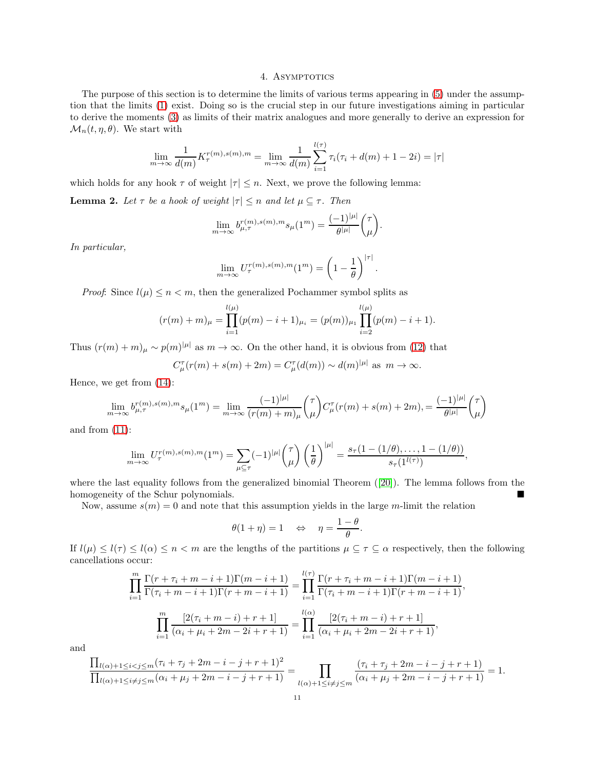## 4. Asymptotics

The purpose of this section is to determine the limits of various terms appearing in (5) under the assumption that the limits (1) exist. Doing so is the crucial step in our future investigations aiming in particular to derive the moments (3) as limits of their matrix analogues and more generally to derive an expression for $\mathcal{M}_n(t, \eta, \theta)$. We start with

$$\lim_{m\to\infty} \frac{1}{d(m)} K_\tau^{r(m),s(m),m} = \lim_{m\to\infty} \frac{1}{d(m)} \sum_{i=1}^{l(\tau)} \tau_i(\tau_i + d(m) + 1 - 2i) = |\tau|$$

which holds for any hook $\tau$ of weight $|\tau| \leq n$. Next, we prove the following lemma:

**Lemma 2.** *Let $\tau$ be a hook of weight $|\tau| \leq n$ and let $\mu \subseteq \tau$. Then*

$$\lim_{m\to\infty} b_{\mu,\tau}^{r(m),s(m),m} s_\mu(1^m) = \frac{(-1)^{|\mu|}}{\theta^{|\mu|}} \binom{\tau}{\mu}.$$

*In particular,*

$$\lim_{m\to\infty} U_\tau^{r(m),s(m),m}(1^m) = \left(1 - \frac{1}{\theta}\right)^{|\tau|}.$$

*Proof*: Since $l(\mu) \leq n < m$, then the generalized Pochammer symbol splits as

$$(r(m) + m)_\mu = \prod_{i=1}^{l(\mu)} (p(m) - i + 1)_{\mu_i} = (p(m))_{\mu_1} \prod_{i=2}^{l(\mu)} (p(m) - i + 1).$$

Thus $(r(m) + m)_\mu \sim p(m)^{|\mu|}$ as $m \to \infty$. On the other hand, it is obvious from (12) that

$$C_\mu^\tau(r(m) + s(m) + 2m) = C_\mu^\tau(d(m)) \sim d(m)^{|\mu|} \text{ as } m \to \infty.$$

Hence, we get from (14):

$$\lim_{m\to\infty} b_{\mu,\tau}^{r(m),s(m),m} s_\mu(1^m) = \lim_{m\to\infty} \frac{(-1)^{|\mu|}}{(r(m)+m)_\mu} \binom{\tau}{\mu} C_\mu^\tau(r(m) + s(m) + 2m), = \frac{(-1)^{|\mu|}}{\theta^{|\mu|}} \binom{\tau}{\mu}$$

and from (11):

$$\lim_{m\to\infty} U_\tau^{r(m),s(m),m}(1^m) = \sum_{\mu\subseteq\tau} (-1)^{|\mu|} \binom{\tau}{\mu} \left(\frac{1}{\theta}\right)^{|\mu|} = \frac{s_\tau(1 - (1/\theta), \ldots, 1 - (1/\theta))}{s_\tau(1^{l(\tau)})},$$

where the last equality follows from the generalized binomial Theorem ([20]). The lemma follows from the homogeneity of the Schur polynomials. ■

Now, assume $s(m) = 0$ and note that this assumption yields in the large $m$-limit the relation

$$\theta(1 + \eta) = 1 \quad \Leftrightarrow \quad \eta = \frac{1 - \theta}{\theta}.$$

If $l(\mu) \leq l(\tau) \leq l(\alpha) \leq n < m$ are the lengths of the partitions $\mu \subseteq \tau \subseteq \alpha$ respectively, then the following cancellations occur:

$$\prod_{i=1}^{m} \frac{\Gamma(r + \tau_i + m - i + 1)\Gamma(m - i + 1)}{\Gamma(\tau_i + m - i + 1)\Gamma(r + m - i + 1)} = \prod_{i=1}^{l(\tau)} \frac{\Gamma(r + \tau_i + m - i + 1)\Gamma(m - i + 1)}{\Gamma(\tau_i + m - i + 1)\Gamma(r + m - i + 1)},$$

$$\prod_{i=1}^{m} \frac{[2(\tau_i + m - i) + r + 1]}{(\alpha_i + \mu_i + 2m - 2i + r + 1)} = \prod_{i=1}^{l(\alpha)} \frac{[2(\tau_i + m - i) + r + 1]}{(\alpha_i + \mu_i + 2m - 2i + r + 1)},$$

and

$$\frac{\prod_{l(\alpha)+1\leq i<j\leq m} (\tau_i + \tau_j + 2m - i - j + r + 1)^2}{\prod_{l(\alpha)+1\leq i\neq j\leq m} (\alpha_i + \mu_j + 2m - i - j + r + 1)} = \prod_{l(\alpha)+1\leq i\neq j\leq m} \frac{(\tau_i + \tau_j + 2m - i - j + r + 1)}{(\alpha_i + \mu_j + 2m - i - j + r + 1)} = 1.$$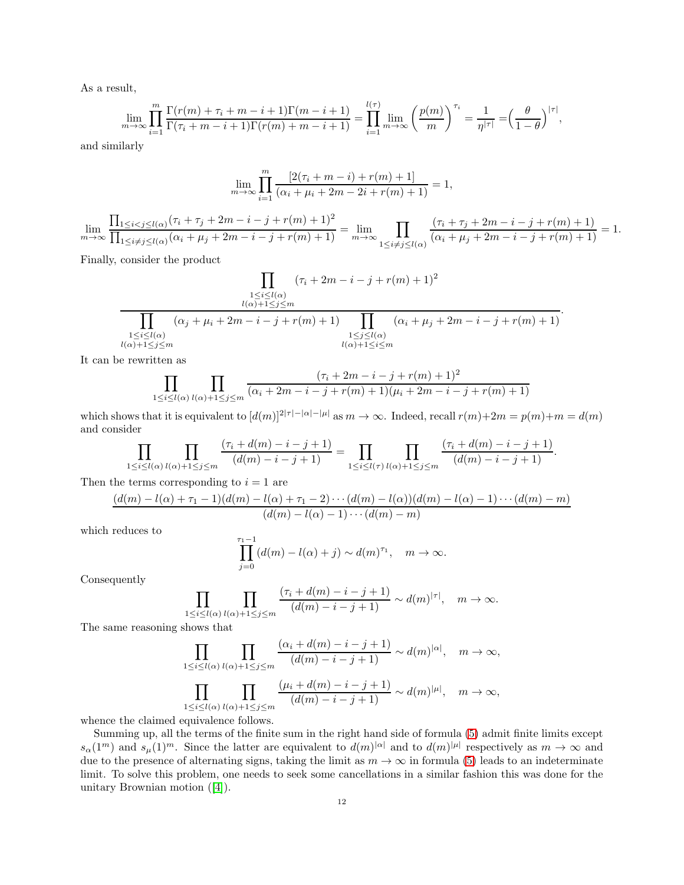As a result,

$$\lim_{m\to\infty}\prod_{i=1}^{m}\frac{\Gamma(r(m)+\tau_i+m-i+1)\Gamma(m-i+1)}{\Gamma(\tau_i+m-i+1)\Gamma(r(m)+m-i+1)} = \prod_{i=1}^{l(\tau)}\lim_{m\to\infty}\left(\frac{p(m)}{m}\right)^{\tau_i} = \frac{1}{\eta^{|\tau|}} = \Big(\frac{\theta}{1-\theta}\Big)^{|\tau|},$$

and similarly

$$\lim_{m\to\infty}\prod_{i=1}^{m}\frac{[2(\tau_i+m-i)+r(m)+1]}{(\alpha_i+\mu_i+2m-2i+r(m)+1)} = 1,$$

$$\lim_{m\to\infty}\frac{\prod_{1\le i<j\le l(\alpha)}(\tau_i+\tau_j+2m-i-j+r(m)+1)^2}{\prod_{1\le i\neq j\le l(\alpha)}(\alpha_i+\mu_j+2m-i-j+r(m)+1)} = \lim_{m\to\infty}\prod_{1\le i\neq j\le l(\alpha)}\frac{(\tau_i+\tau_j+2m-i-j+r(m)+1)}{(\alpha_i+\mu_j+2m-i-j+r(m)+1)} = 1.$$

Finally, consider the product

$$\frac{\displaystyle\prod_{\substack{1\le i\le l(\alpha)\\ l(\alpha)+1\le j\le m}}(\tau_i+2m-i-j+r(m)+1)^2}{\displaystyle\prod_{\substack{1\le i\le l(\alpha)\\ l(\alpha)+1\le j\le m}}(\alpha_j+\mu_i+2m-i-j+r(m)+1)\prod_{\substack{1\le j\le l(\alpha)\\ l(\alpha)+1\le i\le m}}(\alpha_i+\mu_j+2m-i-j+r(m)+1)}.$$

It can be rewritten as

$$\prod_{1\le i\le l(\alpha)}\prod_{l(\alpha)+1\le j\le m}\frac{(\tau_i+2m-i-j+r(m)+1)^2}{(\alpha_i+2m-i-j+r(m)+1)(\mu_i+2m-i-j+r(m)+1)}$$

which shows that it is equivalent to $[d(m)]^{2|\tau|-|\alpha|-|\mu|}$ as $m\to\infty$. Indeed, recall $r(m)+2m = p(m)+m = d(m)$ and consider

$$\prod_{1\le i\le l(\alpha)}\prod_{l(\alpha)+1\le j\le m}\frac{(\tau_i+d(m)-i-j+1)}{(d(m)-i-j+1)} = \prod_{1\le i\le l(\tau)}\prod_{l(\alpha)+1\le j\le m}\frac{(\tau_i+d(m)-i-j+1)}{(d(m)-i-j+1)}.$$

Then the terms corresponding to $i=1$ are

$$\frac{(d(m)-l(\alpha)+\tau_1-1)(d(m)-l(\alpha)+\tau_1-2)\cdots(d(m)-l(\alpha))(d(m)-l(\alpha)-1)\cdots(d(m)-m)}{(d(m)-l(\alpha)-1)\cdots(d(m)-m)}$$

which reduces to

$$\prod_{j=0}^{\tau_1-1}(d(m)-l(\alpha)+j)\sim d(m)^{\tau_1},\quad m\to\infty.$$

Consequently

$$\prod_{1\le i\le l(\alpha)}\prod_{l(\alpha)+1\le j\le m}\frac{(\tau_i+d(m)-i-j+1)}{(d(m)-i-j+1)}\sim d(m)^{|\tau|},\quad m\to\infty.$$

The same reasoning shows that

$$\prod_{1\le i\le l(\alpha)}\prod_{l(\alpha)+1\le j\le m}\frac{(\alpha_i+d(m)-i-j+1)}{(d(m)-i-j+1)}\sim d(m)^{|\alpha|},\quad m\to\infty,$$

$$\prod_{1\le i\le l(\alpha)}\prod_{l(\alpha)+1\le j\le m}\frac{(\mu_i+d(m)-i-j+1)}{(d(m)-i-j+1)}\sim d(m)^{|\mu|},\quad m\to\infty,$$

whence the claimed equivalence follows.

Summing up, all the terms of the finite sum in the right hand side of formula (5) admit finite limits except $s_\alpha(1^m)$ and $s_\mu(1)^m$. Since the latter are equivalent to $d(m)^{|\alpha|}$ and to $d(m)^{|\mu|}$ respectively as $m\to\infty$ and due to the presence of alternating signs, taking the limit as $m\to\infty$ in formula (5) leads to an indeterminate limit. To solve this problem, one needs to seek some cancellations in a similar fashion this was done for the unitary Brownian motion ([4]).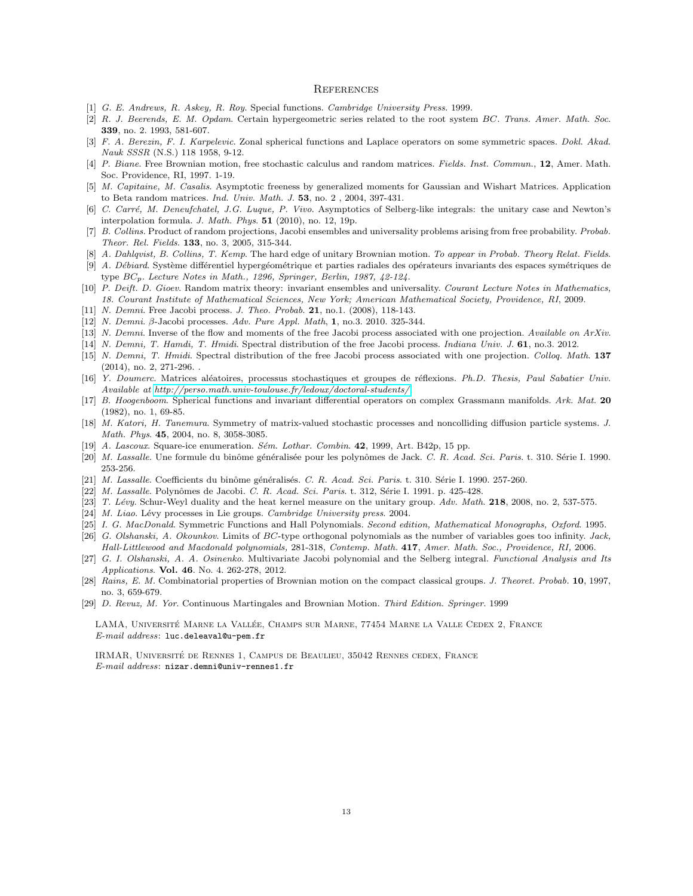# References

[1] *G. E. Andrews, R. Askey, R. Roy*. Special functions. *Cambridge University Press*. 1999.

[2] *R. J. Beerends, E. M. Opdam*. Certain hypergeometric series related to the root system *BC*. *Trans. Amer. Math. Soc.* **339**, no. 2. 1993, 581-607.

[3] *F. A. Berezin, F. I. Karpelevic*. Zonal spherical functions and Laplace operators on some symmetric spaces. *Dokl. Akad. Nauk SSSR* (N.S.) 118 1958, 9-12.

[4] *P. Biane*. Free Brownian motion, free stochastic calculus and random matrices. *Fields. Inst. Commun.*, **12**, Amer. Math. Soc. Providence, RI, 1997. 1-19.

[5] *M. Capitaine, M. Casalis*. Asymptotic freeness by generalized moments for Gaussian and Wishart Matrices. Application to Beta random matrices. *Ind. Univ. Math. J.* **53**, no. 2 , 2004, 397-431.

[6] *C. Carré, M. Deneufchatel, J.G. Luque, P. Vivo*. Asymptotics of Selberg-like integrals: the unitary case and Newton's interpolation formula. *J. Math. Phys.* **51** (2010), no. 12, 19p.

[7] *B. Collins*. Product of random projections, Jacobi ensembles and universality problems arising from free probability. *Probab. Theor. Rel. Fields.* **133**, no. 3, 2005, 315-344.

[8] *A. Dahlqvist, B. Collins, T. Kemp*. The hard edge of unitary Brownian motion. *To appear in Probab. Theory Relat. Fields.*

[9] *A. Débiard*. Système différentiel hypergéométrique et parties radiales des opérateurs invariants des espaces symétriques de type $BC_p$. *Lecture Notes in Math., 1296, Springer, Berlin, 1987, 42-124.*

[10] *P. Deift. D. Gioev*. Random matrix theory: invariant ensembles and universality. *Courant Lecture Notes in Mathematics, 18. Courant Institute of Mathematical Sciences, New York; American Mathematical Society, Providence, RI*, 2009.

[11] *N. Demni*. Free Jacobi process. *J. Theo. Probab.* **21**, no.1. (2008), 118-143.

[12] *N. Demni*. $\beta$-Jacobi processes. *Adv. Pure Appl. Math*, **1**, no.3. 2010. 325-344.

[13] *N. Demni*. Inverse of the flow and moments of the free Jacobi process associated with one projection. *Available on ArXiv.*

[14] *N. Demni, T. Hamdi, T. Hmidi*. Spectral distribution of the free Jacobi process. *Indiana Univ. J.* **61**, no.3. 2012.

[15] *N. Demni, T. Hmidi*. Spectral distribution of the free Jacobi process associated with one projection. *Colloq. Math.* **137** (2014), no. 2, 271-296. .

[16] *Y. Doumerc*. Matrices aléatoires, processus stochastiques et groupes de réflexions. *Ph.D. Thesis, Paul Sabatier Univ. Available at http://perso.math.univ-toulouse.fr/ledoux/doctoral-students/*

[17] *B. Hoogenboom*. Spherical functions and invariant differential operators on complex Grassmann manifolds. *Ark. Mat.* **20** (1982), no. 1, 69-85.

[18] *M. Katori, H. Tanemura*. Symmetry of matrix-valued stochastic processes and noncolliding diffusion particle systems. *J. Math. Phys.* **45**, 2004, no. 8, 3058-3085.

[19] *A. Lascoux*. Square-ice enumeration. *Sém. Lothar. Combin.* **42**, 1999, Art. B42p, 15 pp.

[20] *M. Lassalle*. Une formule du binôme généralisée pour les polynômes de Jack. *C. R. Acad. Sci. Paris.* t. 310. Série I. 1990. 253-256.

[21] *M. Lassalle*. Coefficients du binôme généralisés. *C. R. Acad. Sci. Paris.* t. 310. Série I. 1990. 257-260.

[22] *M. Lassalle*. Polynômes de Jacobi. *C. R. Acad. Sci. Paris.* t. 312, Série I. 1991. p. 425-428.

[23] *T. Lévy*. Schur-Weyl duality and the heat kernel measure on the unitary group. *Adv. Math.* **218**, 2008, no. 2, 537-575.

[24] *M. Liao*. Lévy processes in Lie groups. *Cambridge University press*. 2004.

[25] *I. G. MacDonald*. Symmetric Functions and Hall Polynomials. *Second edition, Mathematical Monographs, Oxford*. 1995.

[26] *G. Olshanski, A. Okounkov*. Limits of *BC*-type orthogonal polynomials as the number of variables goes too infinity. *Jack, Hall-Littlewood and Macdonald polynomials,* 281-318, *Contemp. Math.* **417**, *Amer. Math. Soc., Providence, RI,* 2006.

[27] *G. I. Olshanski, A. A. Osinenko*. Multivariate Jacobi polynomial and the Selberg integral. *Functional Analysis and Its Applications*. **Vol. 46**. No. 4. 262-278, 2012.

[28] *Rains, E. M.* Combinatorial properties of Brownian motion on the compact classical groups. *J. Theoret. Probab.* **10**, 1997, no. 3, 659-679.

[29] *D. Revuz, M. Yor*. Continuous Martingales and Brownian Motion. *Third Edition. Springer*. 1999

LAMA, Université Marne la Vallée, Champs sur Marne, 77454 Marne la Valle Cedex 2, France
*E-mail address*: luc.deleaval@u-pem.fr

IRMAR, Université de Rennes 1, Campus de Beaulieu, 35042 Rennes cedex, France
*E-mail address*: nizar.demni@univ-rennes1.fr